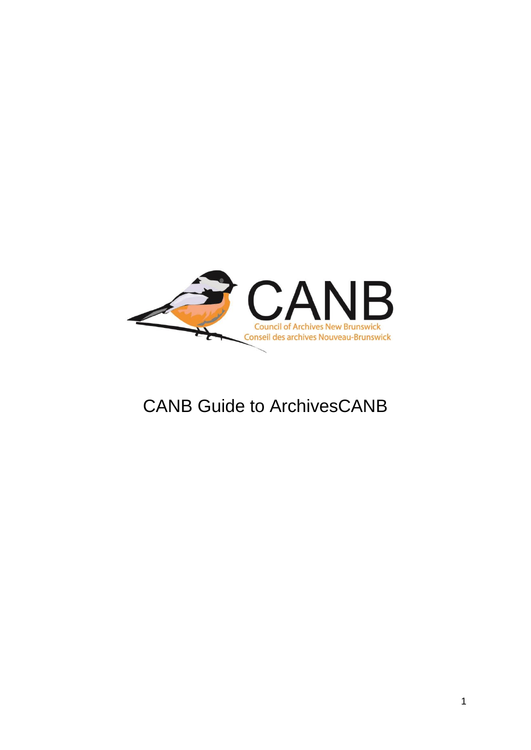CANB

Council of Archives New Brunswick

Conseil des archives Nouveau-Brunswick

# CANB Guide to ArchivesCANB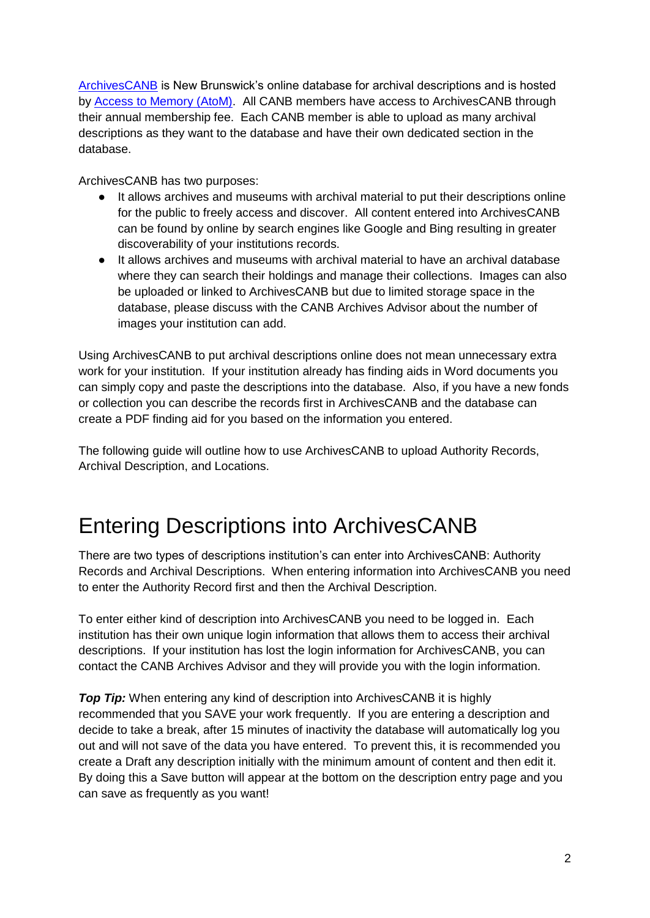ArchivesCANB is New Brunswick's online database for archival descriptions and is hosted by Access to Memory (AtoM). All CANB members have access to ArchivesCANB through their annual membership fee. Each CANB member is able to upload as many archival descriptions as they want to the database and have their own dedicated section in the database.

ArchivesCANB has two purposes:

- It allows archives and museums with archival material to put their descriptions online for the public to freely access and discover. All content entered into ArchivesCANB can be found by online by search engines like Google and Bing resulting in greater discoverability of your institutions records.
- It allows archives and museums with archival material to have an archival database where they can search their holdings and manage their collections. Images can also be uploaded or linked to ArchivesCANB but due to limited storage space in the database, please discuss with the CANB Archives Advisor about the number of images your institution can add.

Using ArchivesCANB to put archival descriptions online does not mean unnecessary extra work for your institution. If your institution already has finding aids in Word documents you can simply copy and paste the descriptions into the database. Also, if you have a new fonds or collection you can describe the records first in ArchivesCANB and the database can create a PDF finding aid for you based on the information you entered.

The following guide will outline how to use ArchivesCANB to upload Authority Records, Archival Description, and Locations.

# Entering Descriptions into ArchivesCANB

There are two types of descriptions institution's can enter into ArchivesCANB: Authority Records and Archival Descriptions. When entering information into ArchivesCANB you need to enter the Authority Record first and then the Archival Description.

To enter either kind of description into ArchivesCANB you need to be logged in. Each institution has their own unique login information that allows them to access their archival descriptions. If your institution has lost the login information for ArchivesCANB, you can contact the CANB Archives Advisor and they will provide you with the login information.

***Top Tip:*** When entering any kind of description into ArchivesCANB it is highly recommended that you SAVE your work frequently. If you are entering a description and decide to take a break, after 15 minutes of inactivity the database will automatically log you out and will not save of the data you have entered. To prevent this, it is recommended you create a Draft any description initially with the minimum amount of content and then edit it. By doing this a Save button will appear at the bottom on the description entry page and you can save as frequently as you want!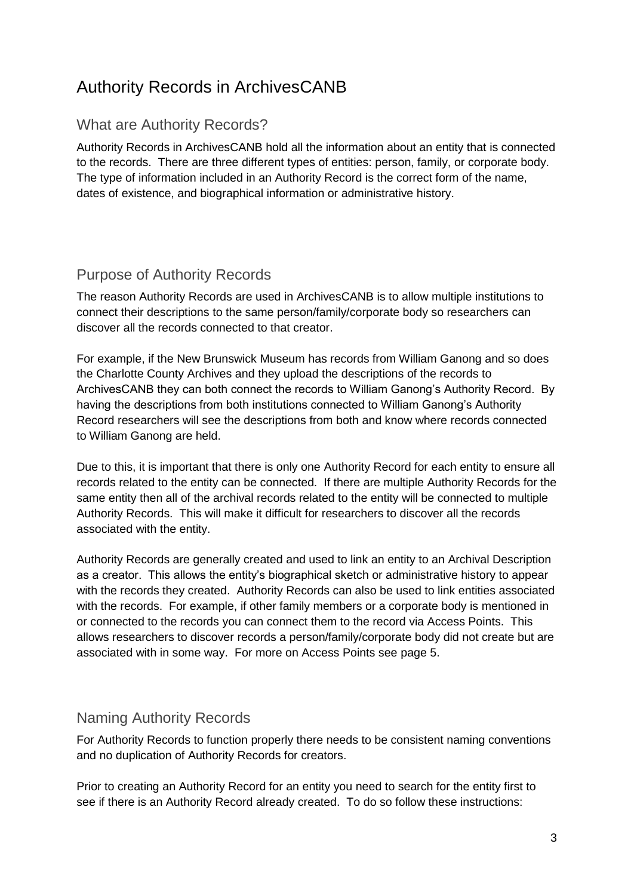# Authority Records in ArchivesCANB

## What are Authority Records?

Authority Records in ArchivesCANB hold all the information about an entity that is connected to the records. There are three different types of entities: person, family, or corporate body. The type of information included in an Authority Record is the correct form of the name, dates of existence, and biographical information or administrative history.

## Purpose of Authority Records

The reason Authority Records are used in ArchivesCANB is to allow multiple institutions to connect their descriptions to the same person/family/corporate body so researchers can discover all the records connected to that creator.

For example, if the New Brunswick Museum has records from William Ganong and so does the Charlotte County Archives and they upload the descriptions of the records to ArchivesCANB they can both connect the records to William Ganong's Authority Record. By having the descriptions from both institutions connected to William Ganong's Authority Record researchers will see the descriptions from both and know where records connected to William Ganong are held.

Due to this, it is important that there is only one Authority Record for each entity to ensure all records related to the entity can be connected. If there are multiple Authority Records for the same entity then all of the archival records related to the entity will be connected to multiple Authority Records. This will make it difficult for researchers to discover all the records associated with the entity.

Authority Records are generally created and used to link an entity to an Archival Description as a creator. This allows the entity's biographical sketch or administrative history to appear with the records they created. Authority Records can also be used to link entities associated with the records. For example, if other family members or a corporate body is mentioned in or connected to the records you can connect them to the record via Access Points. This allows researchers to discover records a person/family/corporate body did not create but are associated with in some way. For more on Access Points see page 5.

## Naming Authority Records

For Authority Records to function properly there needs to be consistent naming conventions and no duplication of Authority Records for creators.

Prior to creating an Authority Record for an entity you need to search for the entity first to see if there is an Authority Record already created. To do so follow these instructions: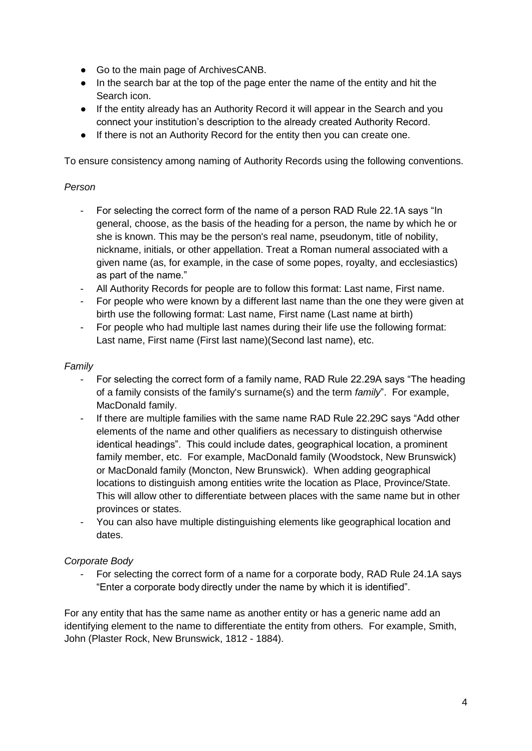- Go to the main page of ArchivesCANB.
- In the search bar at the top of the page enter the name of the entity and hit the Search icon.
- If the entity already has an Authority Record it will appear in the Search and you connect your institution's description to the already created Authority Record.
- If there is not an Authority Record for the entity then you can create one.

To ensure consistency among naming of Authority Records using the following conventions.

*Person*

- For selecting the correct form of the name of a person RAD Rule 22.1A says "In general, choose, as the basis of the heading for a person, the name by which he or she is known. This may be the person's real name, pseudonym, title of nobility, nickname, initials, or other appellation. Treat a Roman numeral associated with a given name (as, for example, in the case of some popes, royalty, and ecclesiastics) as part of the name."
- All Authority Records for people are to follow this format: Last name, First name.
- For people who were known by a different last name than the one they were given at birth use the following format: Last name, First name (Last name at birth)
- For people who had multiple last names during their life use the following format: Last name, First name (First last name)(Second last name), etc.

*Family*

- For selecting the correct form of a family name, RAD Rule 22.29A says "The heading of a family consists of the family's surname(s) and the term *family*". For example, MacDonald family.
- If there are multiple families with the same name RAD Rule 22.29C says "Add other elements of the name and other qualifiers as necessary to distinguish otherwise identical headings". This could include dates, geographical location, a prominent family member, etc. For example, MacDonald family (Woodstock, New Brunswick) or MacDonald family (Moncton, New Brunswick). When adding geographical locations to distinguish among entities write the location as Place, Province/State. This will allow other to differentiate between places with the same name but in other provinces or states.
- You can also have multiple distinguishing elements like geographical location and dates.

*Corporate Body*

- For selecting the correct form of a name for a corporate body, RAD Rule 24.1A says "Enter a corporate body directly under the name by which it is identified".

For any entity that has the same name as another entity or has a generic name add an identifying element to the name to differentiate the entity from others. For example, Smith, John (Plaster Rock, New Brunswick, 1812 - 1884).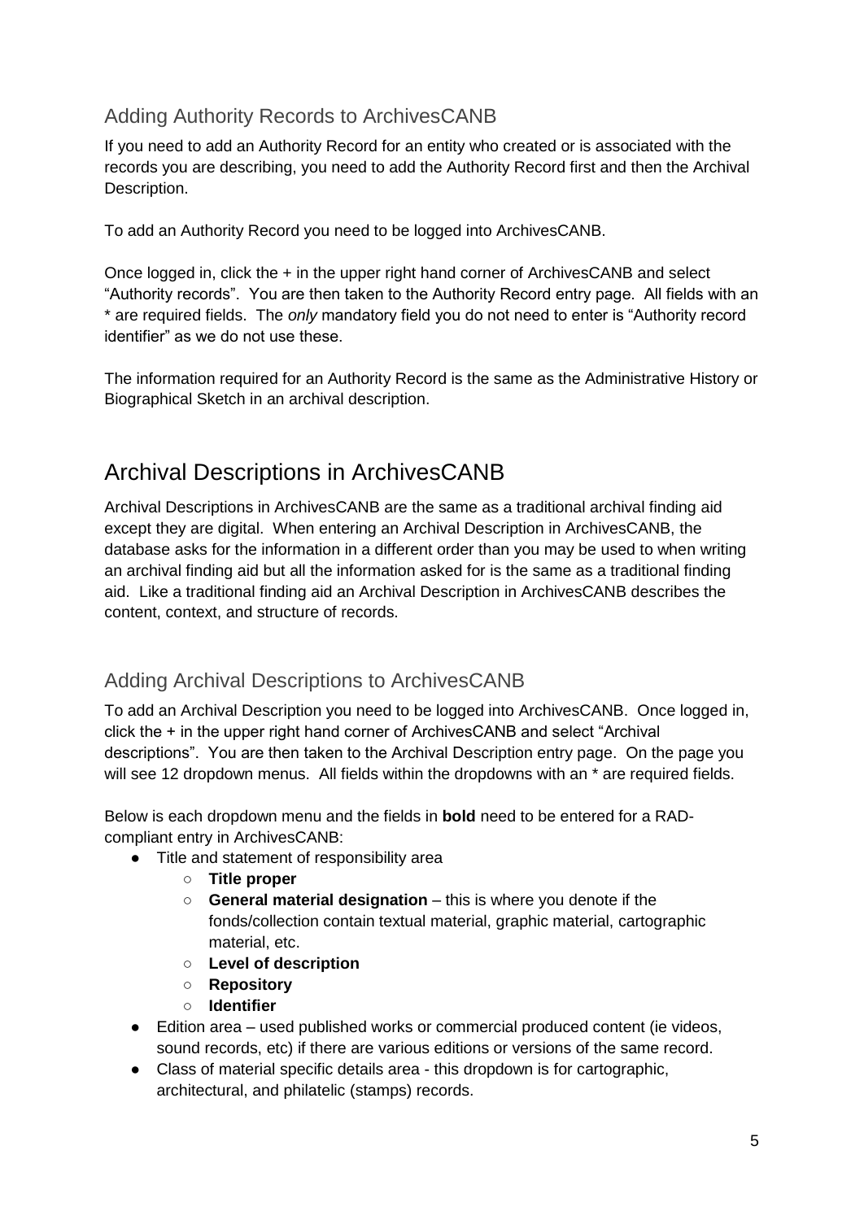### Adding Authority Records to ArchivesCANB

If you need to add an Authority Record for an entity who created or is associated with the records you are describing, you need to add the Authority Record first and then the Archival Description.

To add an Authority Record you need to be logged into ArchivesCANB.

Once logged in, click the + in the upper right hand corner of ArchivesCANB and select "Authority records". You are then taken to the Authority Record entry page. All fields with an * are required fields. The *only* mandatory field you do not need to enter is "Authority record identifier" as we do not use these.

The information required for an Authority Record is the same as the Administrative History or Biographical Sketch in an archival description.

## Archival Descriptions in ArchivesCANB

Archival Descriptions in ArchivesCANB are the same as a traditional archival finding aid except they are digital. When entering an Archival Description in ArchivesCANB, the database asks for the information in a different order than you may be used to when writing an archival finding aid but all the information asked for is the same as a traditional finding aid. Like a traditional finding aid an Archival Description in ArchivesCANB describes the content, context, and structure of records.

### Adding Archival Descriptions to ArchivesCANB

To add an Archival Description you need to be logged into ArchivesCANB. Once logged in, click the + in the upper right hand corner of ArchivesCANB and select "Archival descriptions". You are then taken to the Archival Description entry page. On the page you will see 12 dropdown menus. All fields within the dropdowns with an * are required fields.

Below is each dropdown menu and the fields in **bold** need to be entered for a RAD-compliant entry in ArchivesCANB:

- Title and statement of responsibility area
  - **Title proper**
  - **General material designation** – this is where you denote if the fonds/collection contain textual material, graphic material, cartographic material, etc.
  - **Level of description**
  - **Repository**
  - **Identifier**
- Edition area – used published works or commercial produced content (ie videos, sound records, etc) if there are various editions or versions of the same record.
- Class of material specific details area - this dropdown is for cartographic, architectural, and philatelic (stamps) records.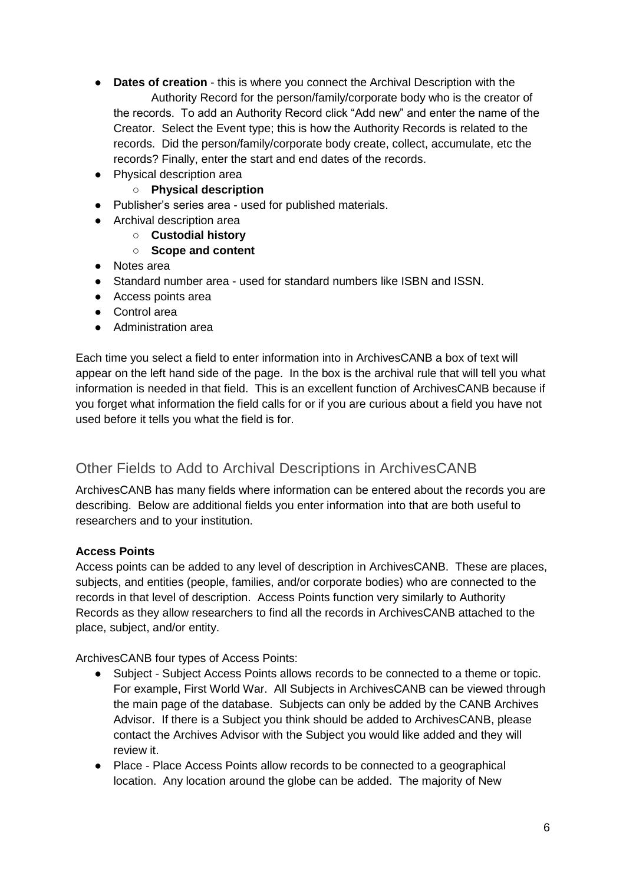- **Dates of creation** - this is where you connect the Archival Description with the Authority Record for the person/family/corporate body who is the creator of the records. To add an Authority Record click "Add new" and enter the name of the Creator. Select the Event type; this is how the Authority Records is related to the records. Did the person/family/corporate body create, collect, accumulate, etc the records? Finally, enter the start and end dates of the records.
- Physical description area
    - **Physical description**
- Publisher's series area - used for published materials.
- Archival description area
    - **Custodial history**
    - **Scope and content**
- Notes area
- Standard number area - used for standard numbers like ISBN and ISSN.
- Access points area
- Control area
- Administration area

Each time you select a field to enter information into in ArchivesCANB a box of text will appear on the left hand side of the page. In the box is the archival rule that will tell you what information is needed in that field. This is an excellent function of ArchivesCANB because if you forget what information the field calls for or if you are curious about a field you have not used before it tells you what the field is for.

## Other Fields to Add to Archival Descriptions in ArchivesCANB

ArchivesCANB has many fields where information can be entered about the records you are describing. Below are additional fields you enter information into that are both useful to researchers and to your institution.

**Access Points**

Access points can be added to any level of description in ArchivesCANB. These are places, subjects, and entities (people, families, and/or corporate bodies) who are connected to the records in that level of description. Access Points function very similarly to Authority Records as they allow researchers to find all the records in ArchivesCANB attached to the place, subject, and/or entity.

ArchivesCANB four types of Access Points:

- Subject - Subject Access Points allows records to be connected to a theme or topic. For example, First World War. All Subjects in ArchivesCANB can be viewed through the main page of the database. Subjects can only be added by the CANB Archives Advisor. If there is a Subject you think should be added to ArchivesCANB, please contact the Archives Advisor with the Subject you would like added and they will review it.
- Place - Place Access Points allow records to be connected to a geographical location. Any location around the globe can be added. The majority of New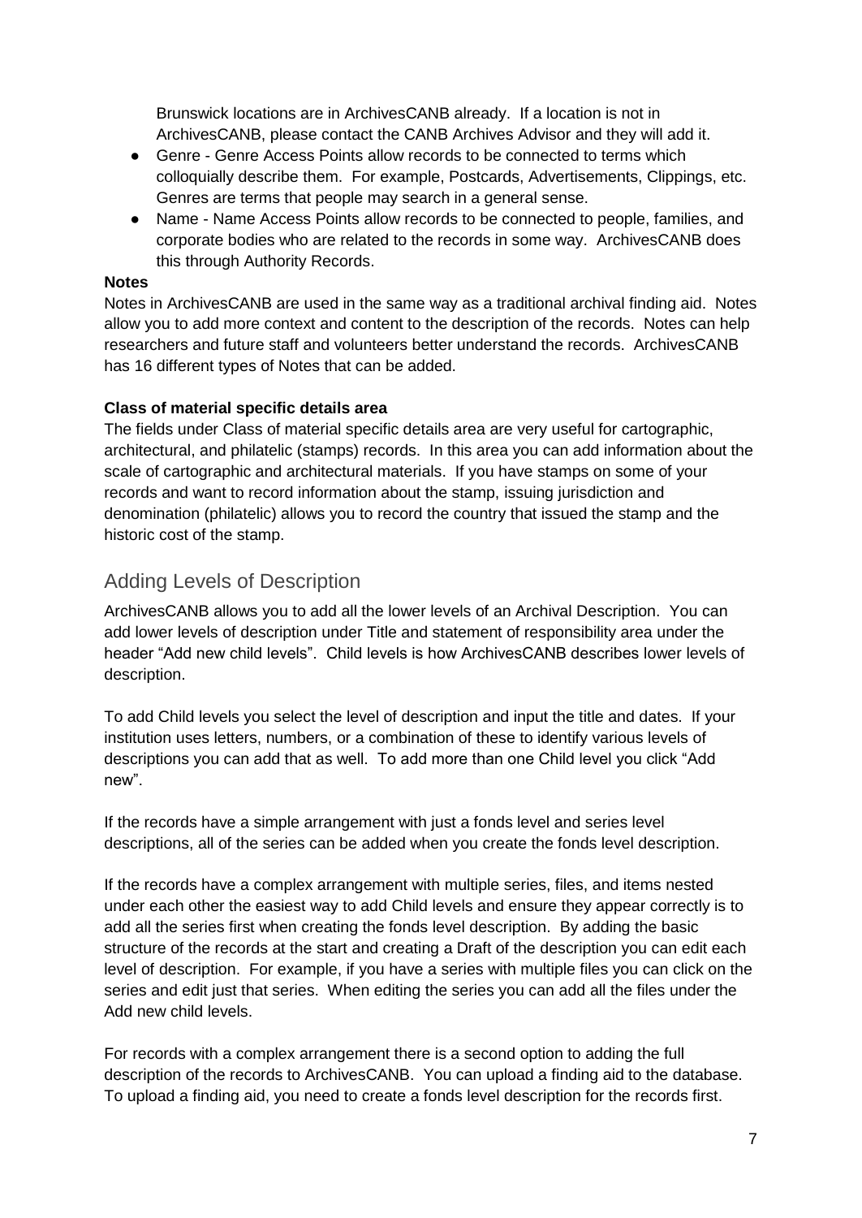Brunswick locations are in ArchivesCANB already. If a location is not in ArchivesCANB, please contact the CANB Archives Advisor and they will add it.

- Genre - Genre Access Points allow records to be connected to terms which colloquially describe them. For example, Postcards, Advertisements, Clippings, etc. Genres are terms that people may search in a general sense.
- Name - Name Access Points allow records to be connected to people, families, and corporate bodies who are related to the records in some way. ArchivesCANB does this through Authority Records.

**Notes**

Notes in ArchivesCANB are used in the same way as a traditional archival finding aid. Notes allow you to add more context and content to the description of the records. Notes can help researchers and future staff and volunteers better understand the records. ArchivesCANB has 16 different types of Notes that can be added.

**Class of material specific details area**

The fields under Class of material specific details area are very useful for cartographic, architectural, and philatelic (stamps) records. In this area you can add information about the scale of cartographic and architectural materials. If you have stamps on some of your records and want to record information about the stamp, issuing jurisdiction and denomination (philatelic) allows you to record the country that issued the stamp and the historic cost of the stamp.

## Adding Levels of Description

ArchivesCANB allows you to add all the lower levels of an Archival Description. You can add lower levels of description under Title and statement of responsibility area under the header "Add new child levels". Child levels is how ArchivesCANB describes lower levels of description.

To add Child levels you select the level of description and input the title and dates. If your institution uses letters, numbers, or a combination of these to identify various levels of descriptions you can add that as well. To add more than one Child level you click "Add new".

If the records have a simple arrangement with just a fonds level and series level descriptions, all of the series can be added when you create the fonds level description.

If the records have a complex arrangement with multiple series, files, and items nested under each other the easiest way to add Child levels and ensure they appear correctly is to add all the series first when creating the fonds level description. By adding the basic structure of the records at the start and creating a Draft of the description you can edit each level of description. For example, if you have a series with multiple files you can click on the series and edit just that series. When editing the series you can add all the files under the Add new child levels.

For records with a complex arrangement there is a second option to adding the full description of the records to ArchivesCANB. You can upload a finding aid to the database. To upload a finding aid, you need to create a fonds level description for the records first.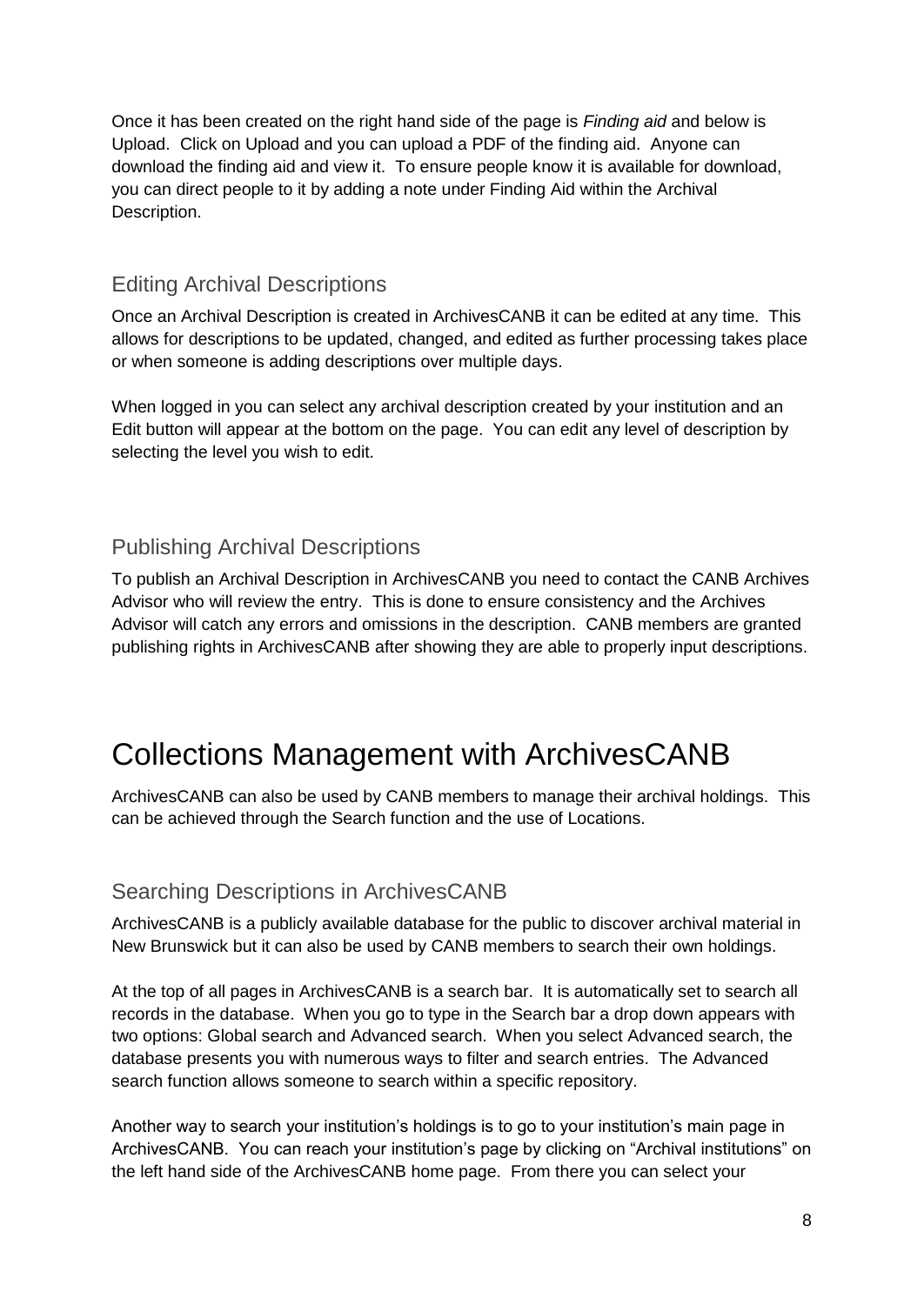Once it has been created on the right hand side of the page is *Finding aid* and below is Upload. Click on Upload and you can upload a PDF of the finding aid. Anyone can download the finding aid and view it. To ensure people know it is available for download, you can direct people to it by adding a note under Finding Aid within the Archival Description.

## Editing Archival Descriptions

Once an Archival Description is created in ArchivesCANB it can be edited at any time. This allows for descriptions to be updated, changed, and edited as further processing takes place or when someone is adding descriptions over multiple days.

When logged in you can select any archival description created by your institution and an Edit button will appear at the bottom on the page. You can edit any level of description by selecting the level you wish to edit.

## Publishing Archival Descriptions

To publish an Archival Description in ArchivesCANB you need to contact the CANB Archives Advisor who will review the entry. This is done to ensure consistency and the Archives Advisor will catch any errors and omissions in the description. CANB members are granted publishing rights in ArchivesCANB after showing they are able to properly input descriptions.

# Collections Management with ArchivesCANB

ArchivesCANB can also be used by CANB members to manage their archival holdings. This can be achieved through the Search function and the use of Locations.

## Searching Descriptions in ArchivesCANB

ArchivesCANB is a publicly available database for the public to discover archival material in New Brunswick but it can also be used by CANB members to search their own holdings.

At the top of all pages in ArchivesCANB is a search bar. It is automatically set to search all records in the database. When you go to type in the Search bar a drop down appears with two options: Global search and Advanced search. When you select Advanced search, the database presents you with numerous ways to filter and search entries. The Advanced search function allows someone to search within a specific repository.

Another way to search your institution's holdings is to go to your institution's main page in ArchivesCANB. You can reach your institution's page by clicking on "Archival institutions" on the left hand side of the ArchivesCANB home page. From there you can select your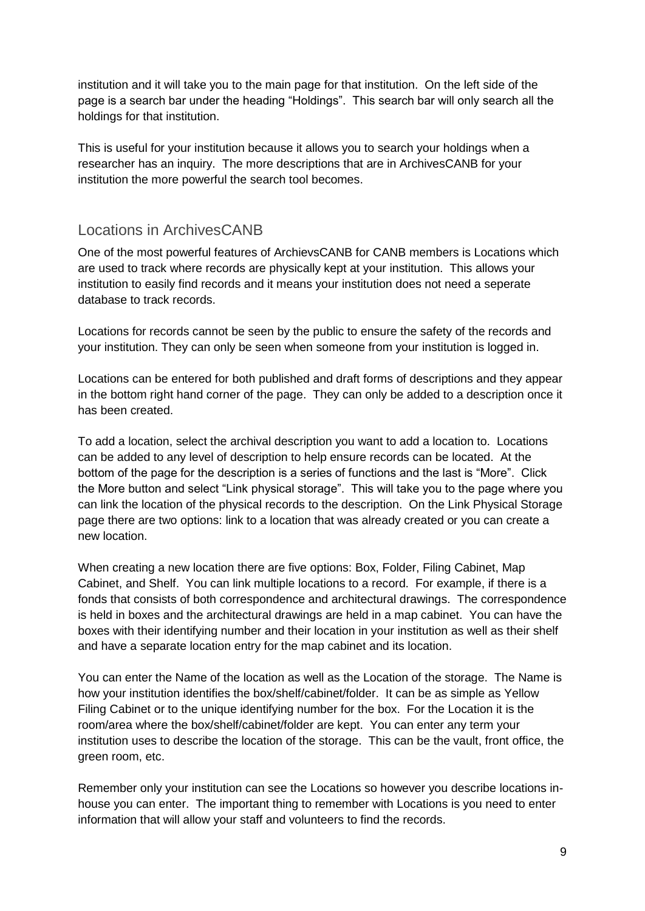institution and it will take you to the main page for that institution. On the left side of the page is a search bar under the heading "Holdings". This search bar will only search all the holdings for that institution.

This is useful for your institution because it allows you to search your holdings when a researcher has an inquiry. The more descriptions that are in ArchivesCANB for your institution the more powerful the search tool becomes.

## Locations in ArchivesCANB

One of the most powerful features of ArchievsCANB for CANB members is Locations which are used to track where records are physically kept at your institution. This allows your institution to easily find records and it means your institution does not need a seperate database to track records.

Locations for records cannot be seen by the public to ensure the safety of the records and your institution. They can only be seen when someone from your institution is logged in.

Locations can be entered for both published and draft forms of descriptions and they appear in the bottom right hand corner of the page. They can only be added to a description once it has been created.

To add a location, select the archival description you want to add a location to. Locations can be added to any level of description to help ensure records can be located. At the bottom of the page for the description is a series of functions and the last is "More". Click the More button and select "Link physical storage". This will take you to the page where you can link the location of the physical records to the description. On the Link Physical Storage page there are two options: link to a location that was already created or you can create a new location.

When creating a new location there are five options: Box, Folder, Filing Cabinet, Map Cabinet, and Shelf. You can link multiple locations to a record. For example, if there is a fonds that consists of both correspondence and architectural drawings. The correspondence is held in boxes and the architectural drawings are held in a map cabinet. You can have the boxes with their identifying number and their location in your institution as well as their shelf and have a separate location entry for the map cabinet and its location.

You can enter the Name of the location as well as the Location of the storage. The Name is how your institution identifies the box/shelf/cabinet/folder. It can be as simple as Yellow Filing Cabinet or to the unique identifying number for the box. For the Location it is the room/area where the box/shelf/cabinet/folder are kept. You can enter any term your institution uses to describe the location of the storage. This can be the vault, front office, the green room, etc.

Remember only your institution can see the Locations so however you describe locations in-house you can enter. The important thing to remember with Locations is you need to enter information that will allow your staff and volunteers to find the records.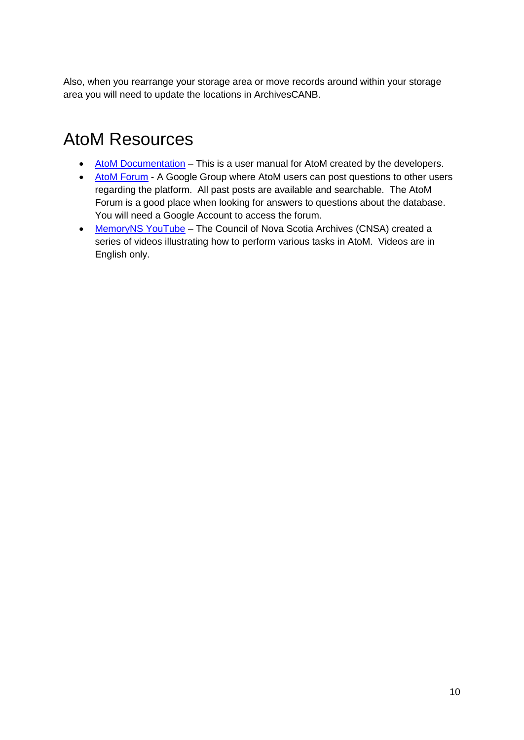Also, when you rearrange your storage area or move records around within your storage area you will need to update the locations in ArchivesCANB.

# AtoM Resources

- AtoM Documentation – This is a user manual for AtoM created by the developers.
- AtoM Forum - A Google Group where AtoM users can post questions to other users regarding the platform. All past posts are available and searchable. The AtoM Forum is a good place when looking for answers to questions about the database. You will need a Google Account to access the forum.
- MemoryNS YouTube – The Council of Nova Scotia Archives (CNSA) created a series of videos illustrating how to perform various tasks in AtoM. Videos are in English only.